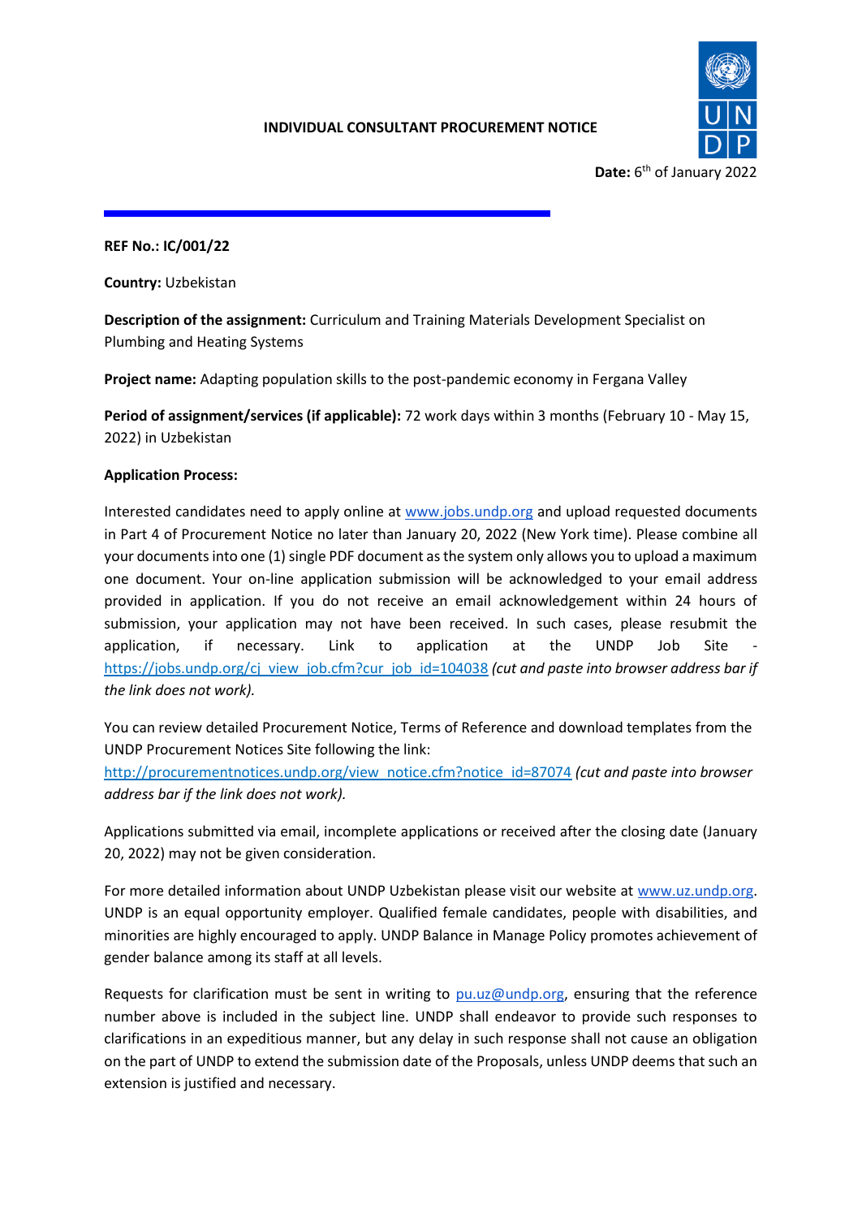**INDIVIDUAL CONSULTANT PROCUREMENT NOTICE**

**Date:** 6th of January 2022

**REF No.: IC/001/22**

**Country:** Uzbekistan

**Description of the assignment:** Curriculum and Training Materials Development Specialist on Plumbing and Heating Systems

**Project name:** Adapting population skills to the post-pandemic economy in Fergana Valley

**Period of assignment/services (if applicable):** 72 work days within 3 months (February 10 - May 15, 2022) in Uzbekistan

**Application Process:**

Interested candidates need to apply online at www.jobs.undp.org and upload requested documents in Part 4 of Procurement Notice no later than January 20, 2022 (New York time). Please combine all your documents into one (1) single PDF document as the system only allows you to upload a maximum one document. Your on-line application submission will be acknowledged to your email address provided in application. If you do not receive an email acknowledgement within 24 hours of submission, your application may not have been received. In such cases, please resubmit the application, if necessary. Link to application at the UNDP Job Site - https://jobs.undp.org/cj_view_job.cfm?cur_job_id=104038 *(cut and paste into browser address bar if the link does not work).*

You can review detailed Procurement Notice, Terms of Reference and download templates from the UNDP Procurement Notices Site following the link:
http://procurementnotices.undp.org/view_notice.cfm?notice_id=87074 *(cut and paste into browser address bar if the link does not work).*

Applications submitted via email, incomplete applications or received after the closing date (January 20, 2022) may not be given consideration.

For more detailed information about UNDP Uzbekistan please visit our website at www.uz.undp.org. UNDP is an equal opportunity employer. Qualified female candidates, people with disabilities, and minorities are highly encouraged to apply. UNDP Balance in Manage Policy promotes achievement of gender balance among its staff at all levels.

Requests for clarification must be sent in writing to pu.uz@undp.org, ensuring that the reference number above is included in the subject line. UNDP shall endeavor to provide such responses to clarifications in an expeditious manner, but any delay in such response shall not cause an obligation on the part of UNDP to extend the submission date of the Proposals, unless UNDP deems that such an extension is justified and necessary.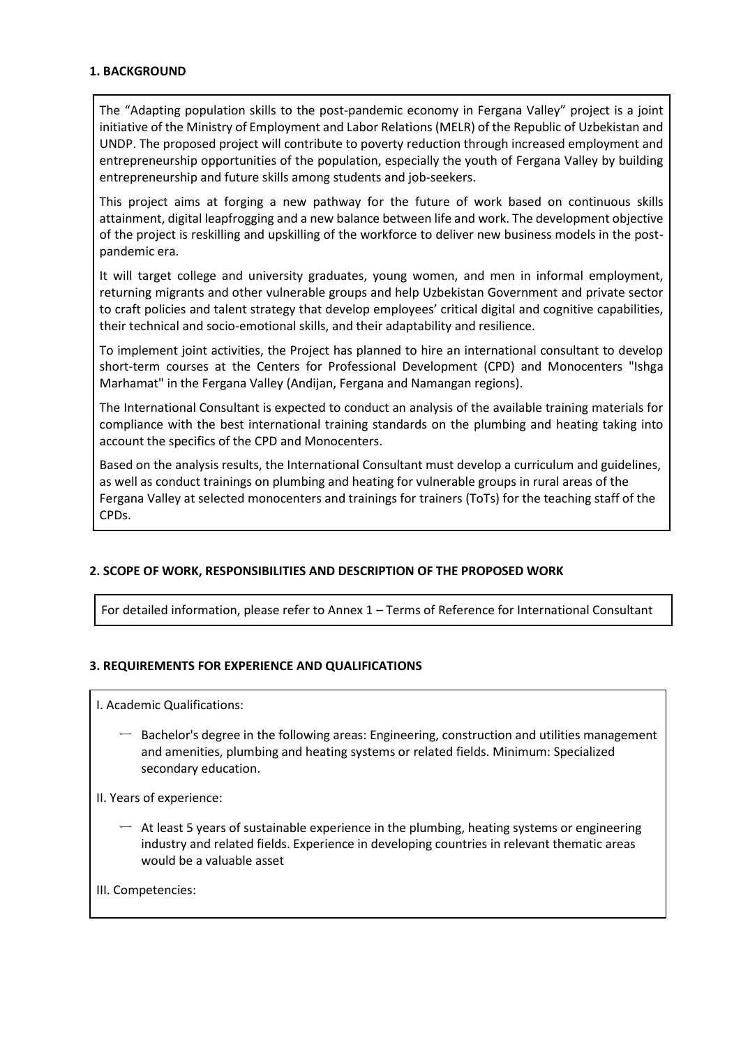**1. BACKGROUND**

The "Adapting population skills to the post-pandemic economy in Fergana Valley" project is a joint initiative of the Ministry of Employment and Labor Relations (MELR) of the Republic of Uzbekistan and UNDP. The proposed project will contribute to poverty reduction through increased employment and entrepreneurship opportunities of the population, especially the youth of Fergana Valley by building entrepreneurship and future skills among students and job-seekers.

This project aims at forging a new pathway for the future of work based on continuous skills attainment, digital leapfrogging and a new balance between life and work. The development objective of the project is reskilling and upskilling of the workforce to deliver new business models in the post-pandemic era.

It will target college and university graduates, young women, and men in informal employment, returning migrants and other vulnerable groups and help Uzbekistan Government and private sector to craft policies and talent strategy that develop employees' critical digital and cognitive capabilities, their technical and socio-emotional skills, and their adaptability and resilience.

To implement joint activities, the Project has planned to hire an international consultant to develop short-term courses at the Centers for Professional Development (CPD) and Monocenters "Ishga Marhamat" in the Fergana Valley (Andijan, Fergana and Namangan regions).

The International Consultant is expected to conduct an analysis of the available training materials for compliance with the best international training standards on the plumbing and heating taking into account the specifics of the CPD and Monocenters.

Based on the analysis results, the International Consultant must develop a curriculum and guidelines, as well as conduct trainings on plumbing and heating for vulnerable groups in rural areas of the Fergana Valley at selected monocenters and trainings for trainers (ToTs) for the teaching staff of the CPDs.

**2. SCOPE OF WORK, RESPONSIBILITIES AND DESCRIPTION OF THE PROPOSED WORK**

For detailed information, please refer to Annex 1 – Terms of Reference for International Consultant

**3. REQUIREMENTS FOR EXPERIENCE AND QUALIFICATIONS**

I. Academic Qualifications:

- Bachelor's degree in the following areas: Engineering, construction and utilities management and amenities, plumbing and heating systems or related fields. Minimum: Specialized secondary education.

II. Years of experience:

- At least 5 years of sustainable experience in the plumbing, heating systems or engineering industry and related fields. Experience in developing countries in relevant thematic areas would be a valuable asset

III. Competencies: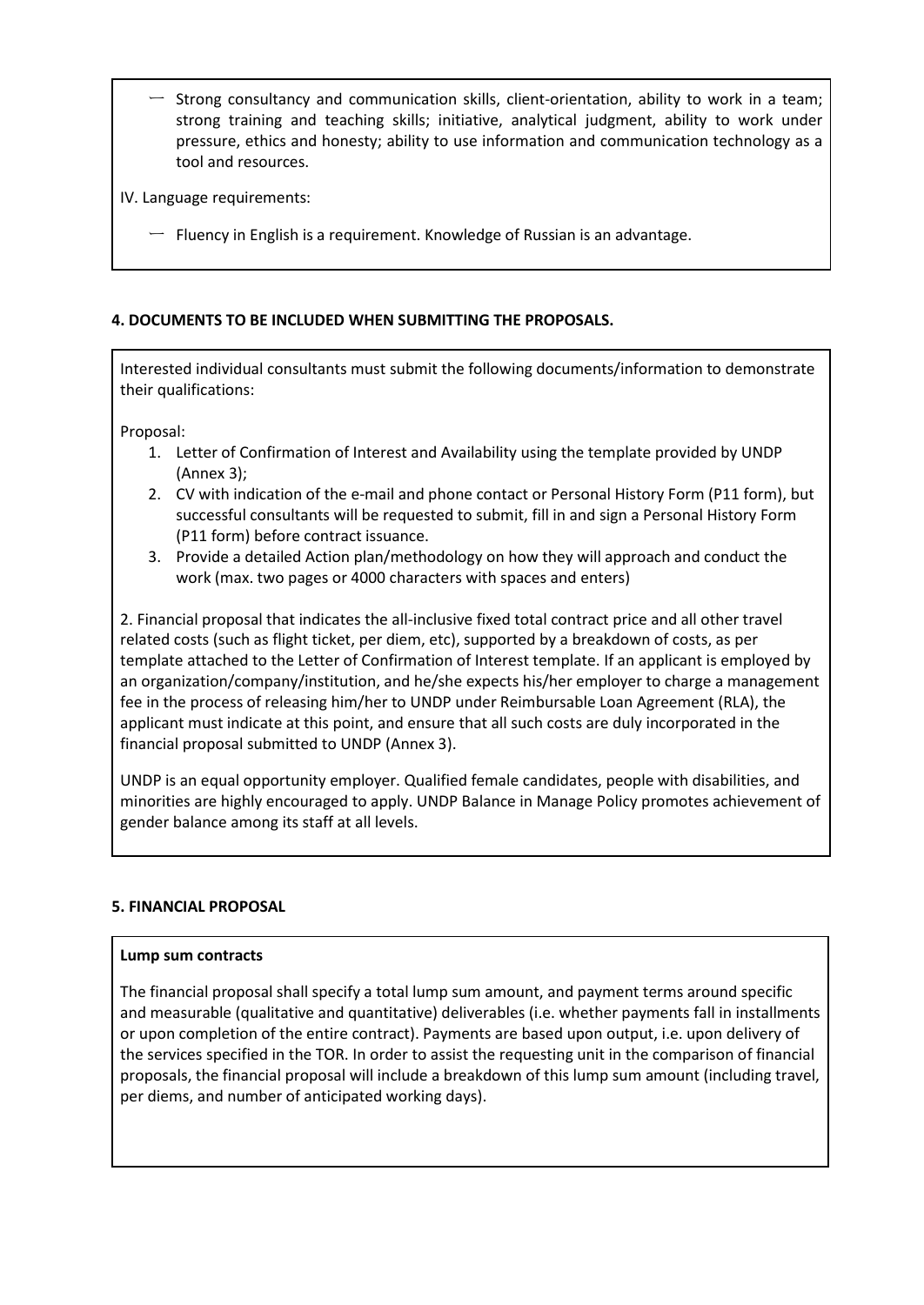- Strong consultancy and communication skills, client-orientation, ability to work in a team; strong training and teaching skills; initiative, analytical judgment, ability to work under pressure, ethics and honesty; ability to use information and communication technology as a tool and resources.

IV. Language requirements:

- Fluency in English is a requirement. Knowledge of Russian is an advantage.

**4. DOCUMENTS TO BE INCLUDED WHEN SUBMITTING THE PROPOSALS.**

Interested individual consultants must submit the following documents/information to demonstrate their qualifications:

Proposal:

1. Letter of Confirmation of Interest and Availability using the template provided by UNDP (Annex 3);
2. CV with indication of the e-mail and phone contact or Personal History Form (P11 form), but successful consultants will be requested to submit, fill in and sign a Personal History Form (P11 form) before contract issuance.
3. Provide a detailed Action plan/methodology on how they will approach and conduct the work (max. two pages or 4000 characters with spaces and enters)

2. Financial proposal that indicates the all-inclusive fixed total contract price and all other travel related costs (such as flight ticket, per diem, etc), supported by a breakdown of costs, as per template attached to the Letter of Confirmation of Interest template. If an applicant is employed by an organization/company/institution, and he/she expects his/her employer to charge a management fee in the process of releasing him/her to UNDP under Reimbursable Loan Agreement (RLA), the applicant must indicate at this point, and ensure that all such costs are duly incorporated in the financial proposal submitted to UNDP (Annex 3).

UNDP is an equal opportunity employer. Qualified female candidates, people with disabilities, and minorities are highly encouraged to apply. UNDP Balance in Manage Policy promotes achievement of gender balance among its staff at all levels.

**5. FINANCIAL PROPOSAL**

**Lump sum contracts**

The financial proposal shall specify a total lump sum amount, and payment terms around specific and measurable (qualitative and quantitative) deliverables (i.e. whether payments fall in installments or upon completion of the entire contract). Payments are based upon output, i.e. upon delivery of the services specified in the TOR. In order to assist the requesting unit in the comparison of financial proposals, the financial proposal will include a breakdown of this lump sum amount (including travel, per diems, and number of anticipated working days).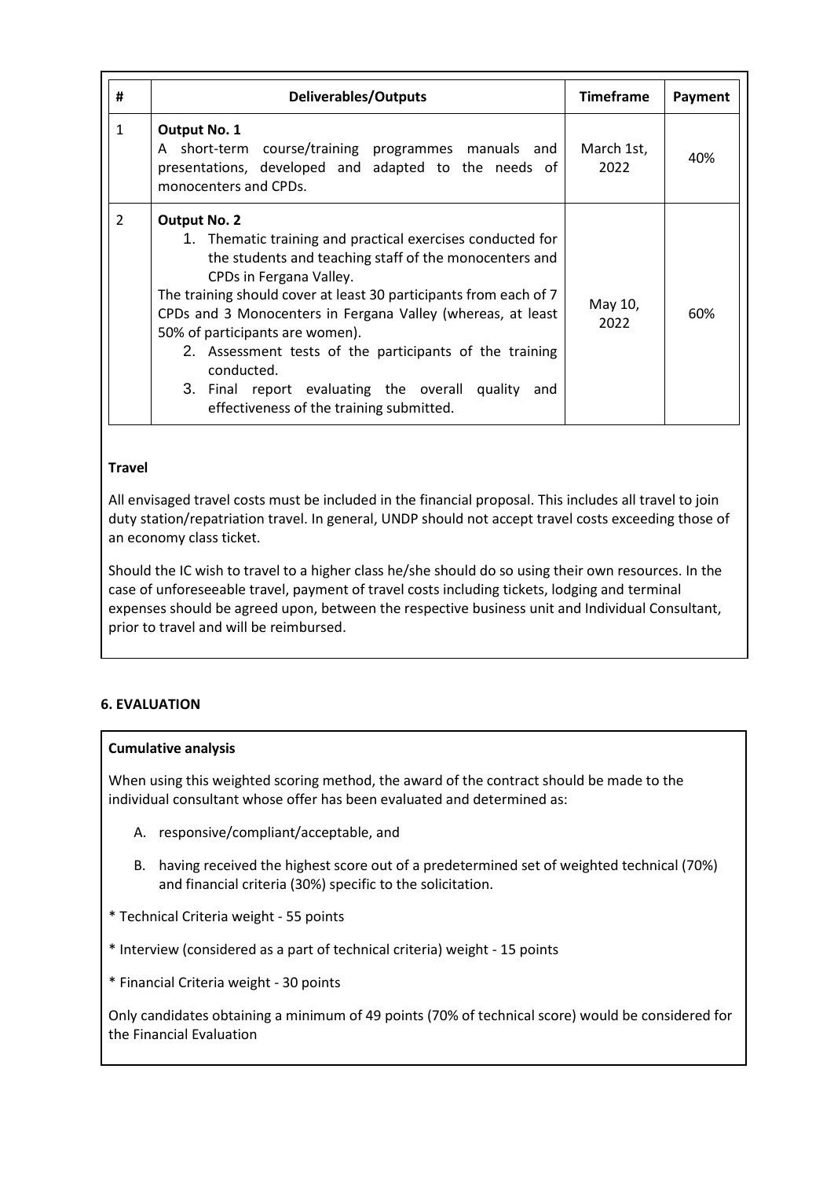| # | Deliverables/Outputs | Timeframe | Payment |
|---|---|---|---|
| 1 | **Output No. 1**<br>A short-term course/training programmes manuals and presentations, developed and adapted to the needs of monocenters and CPDs. | March 1st, 2022 | 40% |
| 2 | **Output No. 2**<br>1. Thematic training and practical exercises conducted for the students and teaching staff of the monocenters and CPDs in Fergana Valley.<br>The training should cover at least 30 participants from each of 7 CPDs and 3 Monocenters in Fergana Valley (whereas, at least 50% of participants are women).<br>2. Assessment tests of the participants of the training conducted.<br>3. Final report evaluating the overall quality and effectiveness of the training submitted. | May 10, 2022 | 60% |

**Travel**

All envisaged travel costs must be included in the financial proposal. This includes all travel to join duty station/repatriation travel. In general, UNDP should not accept travel costs exceeding those of an economy class ticket.

Should the IC wish to travel to a higher class he/she should do so using their own resources. In the case of unforeseeable travel, payment of travel costs including tickets, lodging and terminal expenses should be agreed upon, between the respective business unit and Individual Consultant, prior to travel and will be reimbursed.

## 6. EVALUATION

**Cumulative analysis**

When using this weighted scoring method, the award of the contract should be made to the individual consultant whose offer has been evaluated and determined as:

A. responsive/compliant/acceptable, and

B. having received the highest score out of a predetermined set of weighted technical (70%) and financial criteria (30%) specific to the solicitation.

* Technical Criteria weight - 55 points

* Interview (considered as a part of technical criteria) weight - 15 points

* Financial Criteria weight - 30 points

Only candidates obtaining a minimum of 49 points (70% of technical score) would be considered for the Financial Evaluation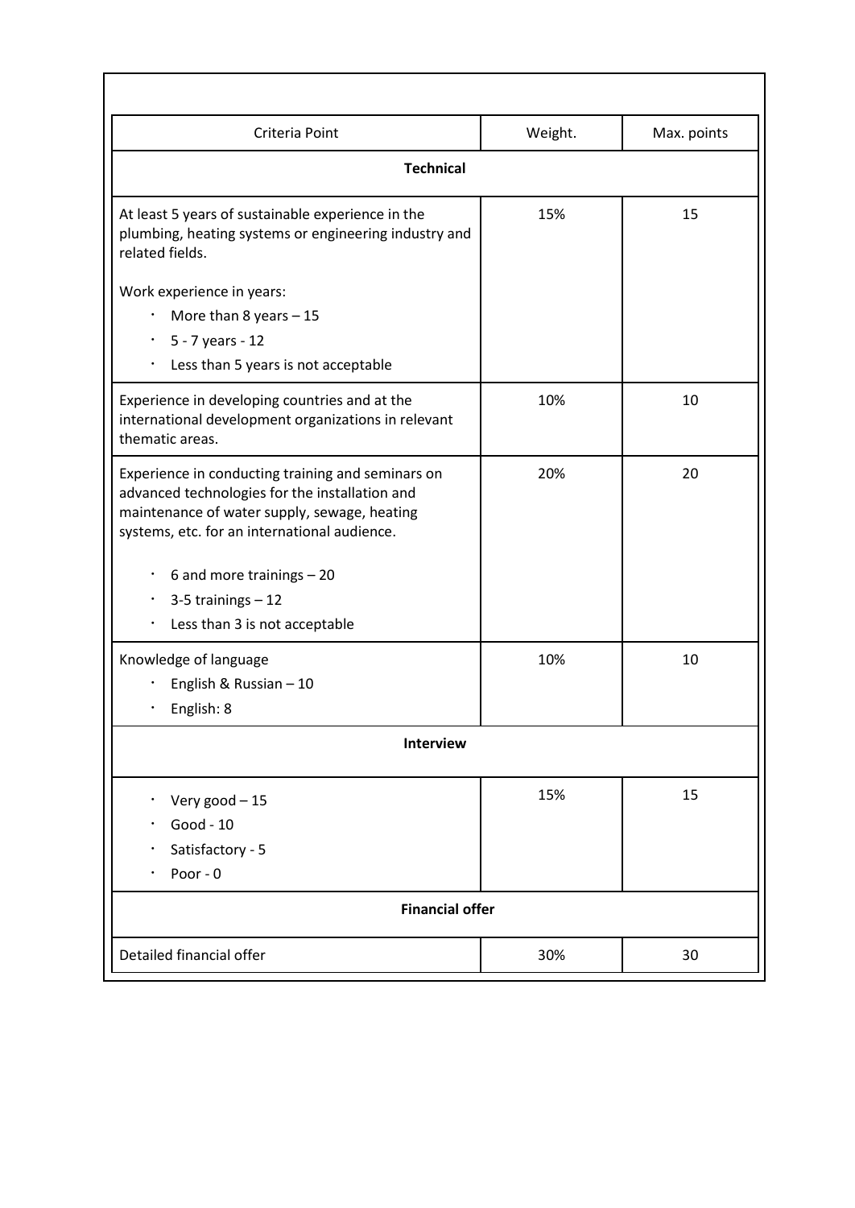| Criteria Point | Weight. | Max. points |
|---|---|---|
| **Technical** | | |
| At least 5 years of sustainable experience in the plumbing, heating systems or engineering industry and related fields.<br><br>Work experience in years:<br>• More than 8 years – 15<br>• 5 - 7 years - 12<br>• Less than 5 years is not acceptable | 15% | 15 |
| Experience in developing countries and at the international development organizations in relevant thematic areas. | 10% | 10 |
| Experience in conducting training and seminars on advanced technologies for the installation and maintenance of water supply, sewage, heating systems, etc. for an international audience.<br><br>• 6 and more trainings – 20<br>• 3-5 trainings – 12<br>• Less than 3 is not acceptable | 20% | 20 |
| Knowledge of language<br>• English & Russian – 10<br>• English: 8 | 10% | 10 |
| **Interview** | | |
| • Very good – 15<br>• Good - 10<br>• Satisfactory - 5<br>• Poor - 0 | 15% | 15 |
| **Financial offer** | | |
| Detailed financial offer | 30% | 30 |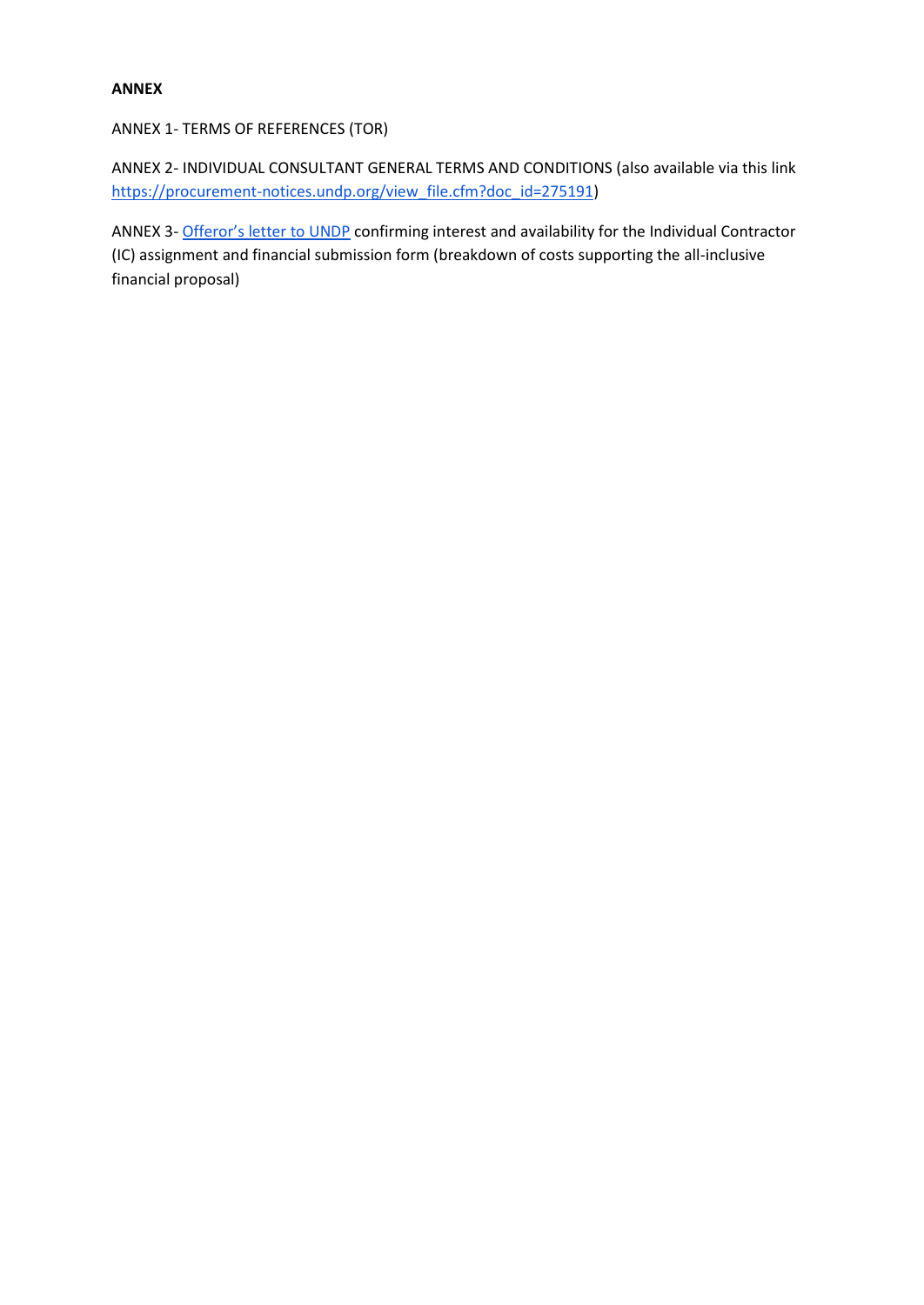**ANNEX**

ANNEX 1- TERMS OF REFERENCES (TOR)

ANNEX 2- INDIVIDUAL CONSULTANT GENERAL TERMS AND CONDITIONS (also available via this link https://procurement-notices.undp.org/view_file.cfm?doc_id=275191)

ANNEX 3- Offeror's letter to UNDP confirming interest and availability for the Individual Contractor (IC) assignment and financial submission form (breakdown of costs supporting the all-inclusive financial proposal)